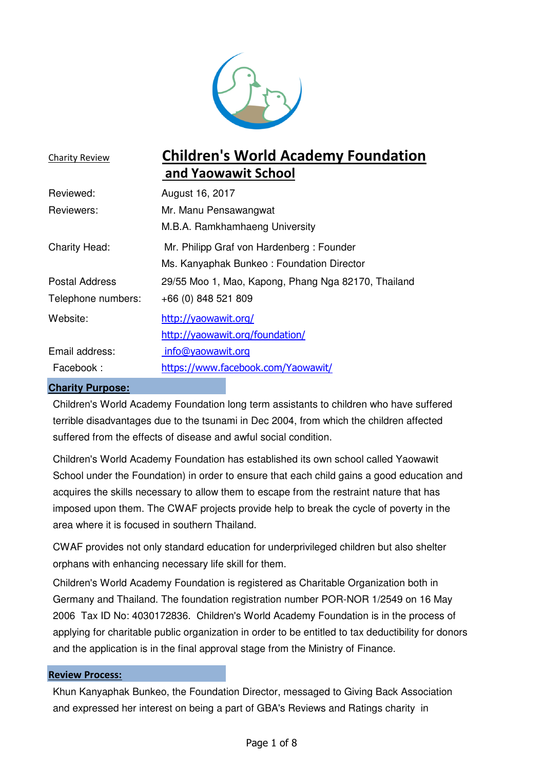Charity Review

# Children's World Academy Foundation and Yaowawit School

| | |
|---|---|
| Reviewed: | August 16, 2017 |
| Reviewers: | Mr. Manu Pensawangwat<br>M.B.A. Ramkhamhaeng University |
| Charity Head: | Mr. Philipp Graf von Hardenberg : Founder<br>Ms. Kanyaphak Bunkeo : Foundation Director |
| Postal Address | 29/55 Moo 1, Mao, Kapong, Phang Nga 82170, Thailand |
| Telephone numbers: | +66 (0) 848 521 809 |
| Website: | http://yaowawit.org/<br>http://yaowawit.org/foundation/ |
| Email address: | info@yaowawit.org |
| Facebook : | https://www.facebook.com/Yaowawit/ |

## Charity Purpose:

Children's World Academy Foundation long term assistants to children who have suffered terrible disadvantages due to the tsunami in Dec 2004, from which the children affected suffered from the effects of disease and awful social condition.

Children's World Academy Foundation has established its own school called Yaowawit School under the Foundation) in order to ensure that each child gains a good education and acquires the skills necessary to allow them to escape from the restraint nature that has imposed upon them. The CWAF projects provide help to break the cycle of poverty in the area where it is focused in southern Thailand.

CWAF provides not only standard education for underprivileged children but also shelter orphans with enhancing necessary life skill for them.

Children's World Academy Foundation is registered as Charitable Organization both in Germany and Thailand. The foundation registration number POR-NOR 1/2549 on 16 May 2006 Tax ID No: 4030172836. Children's World Academy Foundation is in the process of applying for charitable public organization in order to be entitled to tax deductibility for donors and the application is in the final approval stage from the Ministry of Finance.

## Review Process:

Khun Kanyaphak Bunkeo, the Foundation Director, messaged to Giving Back Association and expressed her interest on being a part of GBA's Reviews and Ratings charity in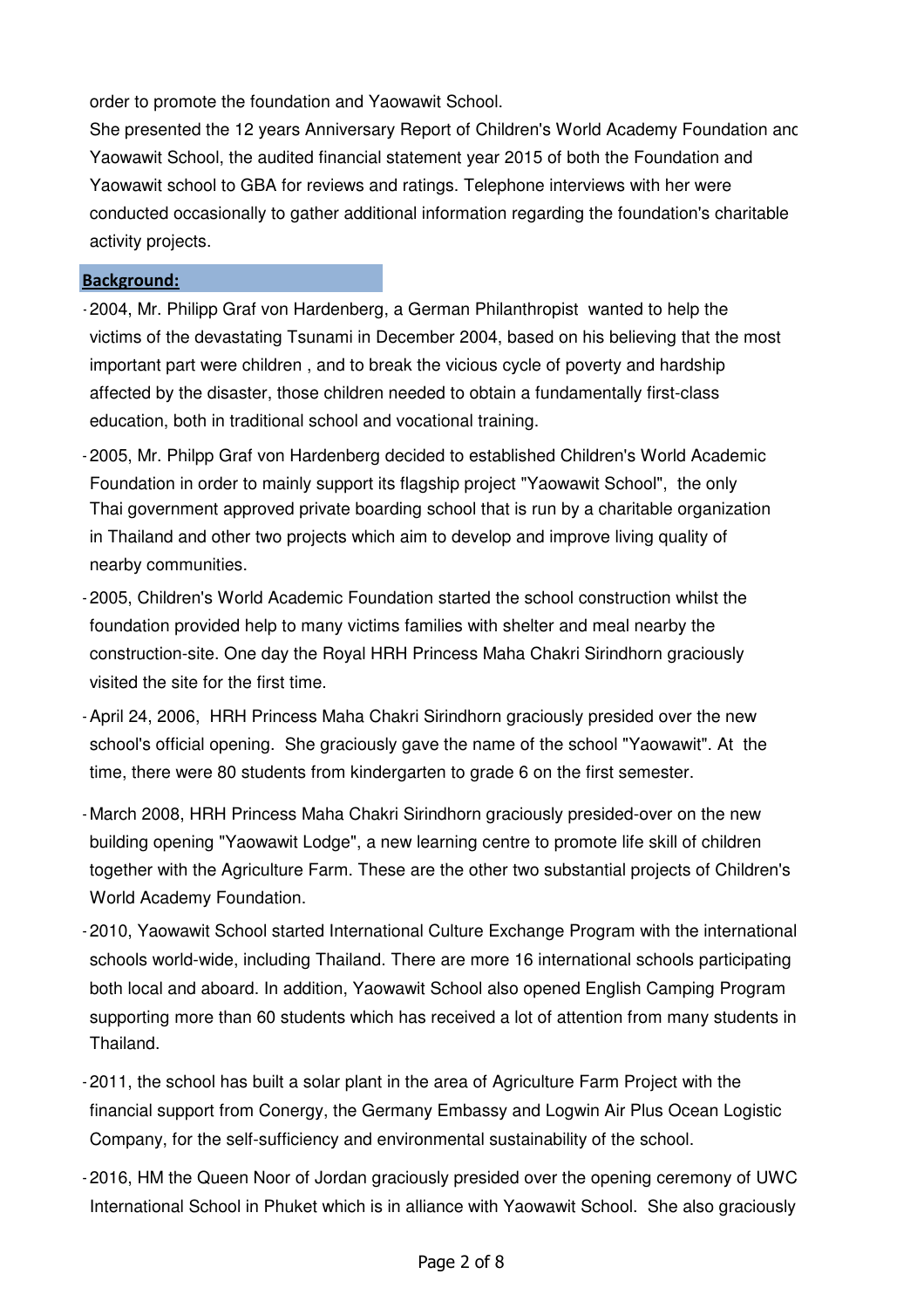order to promote the foundation and Yaowawit School.

She presented the 12 years Anniversary Report of Children's World Academy Foundation anc Yaowawit School, the audited financial statement year 2015 of both the Foundation and Yaowawit school to GBA for reviews and ratings. Telephone interviews with her were conducted occasionally to gather additional information regarding the foundation's charitable activity projects.

**Background:**

- 2004, Mr. Philipp Graf von Hardenberg, a German Philanthropist wanted to help the victims of the devastating Tsunami in December 2004, based on his believing that the most important part were children , and to break the vicious cycle of poverty and hardship affected by the disaster, those children needed to obtain a fundamentally first-class education, both in traditional school and vocational training.
- 2005, Mr. Philpp Graf von Hardenberg decided to established Children's World Academic Foundation in order to mainly support its flagship project "Yaowawit School", the only Thai government approved private boarding school that is run by a charitable organization in Thailand and other two projects which aim to develop and improve living quality of nearby communities.
- 2005, Children's World Academic Foundation started the school construction whilst the foundation provided help to many victims families with shelter and meal nearby the construction-site. One day the Royal HRH Princess Maha Chakri Sirindhorn graciously visited the site for the first time.
- April 24, 2006, HRH Princess Maha Chakri Sirindhorn graciously presided over the new school's official opening. She graciously gave the name of the school "Yaowawit". At the time, there were 80 students from kindergarten to grade 6 on the first semester.
- March 2008, HRH Princess Maha Chakri Sirindhorn graciously presided-over on the new building opening "Yaowawit Lodge", a new learning centre to promote life skill of children together with the Agriculture Farm. These are the other two substantial projects of Children's World Academy Foundation.
- 2010, Yaowawit School started International Culture Exchange Program with the international schools world-wide, including Thailand. There are more 16 international schools participating both local and aboard. In addition, Yaowawit School also opened English Camping Program supporting more than 60 students which has received a lot of attention from many students in Thailand.
- 2011, the school has built a solar plant in the area of Agriculture Farm Project with the financial support from Conergy, the Germany Embassy and Logwin Air Plus Ocean Logistic Company, for the self-sufficiency and environmental sustainability of the school.
- 2016, HM the Queen Noor of Jordan graciously presided over the opening ceremony of UWC International School in Phuket which is in alliance with Yaowawit School. She also graciously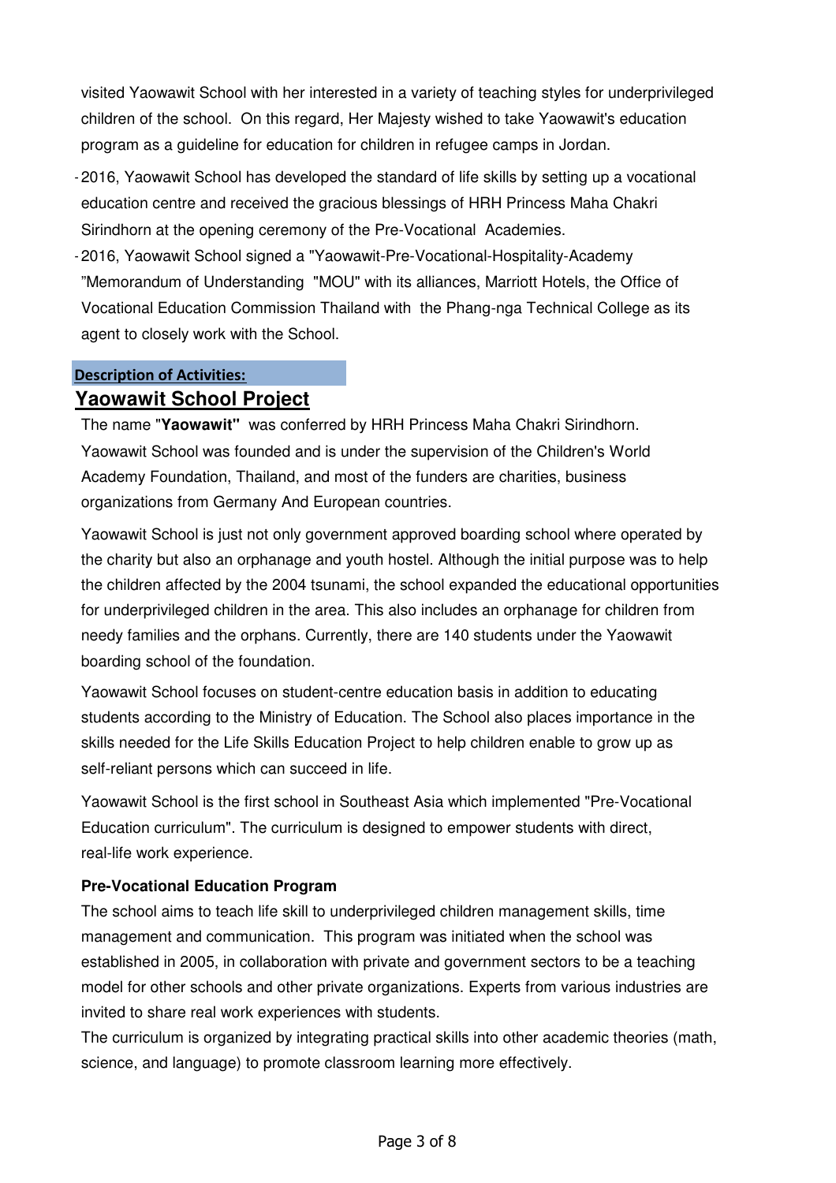visited Yaowawit School with her interested in a variety of teaching styles for underprivileged children of the school. On this regard, Her Majesty wished to take Yaowawit's education program as a guideline for education for children in refugee camps in Jordan.

- 2016, Yaowawit School has developed the standard of life skills by setting up a vocational education centre and received the gracious blessings of HRH Princess Maha Chakri Sirindhorn at the opening ceremony of the Pre-Vocational Academies.
- 2016, Yaowawit School signed a "Yaowawit-Pre-Vocational-Hospitality-Academy "Memorandum of Understanding "MOU" with its alliances, Marriott Hotels, the Office of Vocational Education Commission Thailand with the Phang-nga Technical College as its agent to closely work with the School.

**Description of Activities:**

## Yaowawit School Project

The name "**Yaowawit"** was conferred by HRH Princess Maha Chakri Sirindhorn. Yaowawit School was founded and is under the supervision of the Children's World Academy Foundation, Thailand, and most of the funders are charities, business organizations from Germany And European countries.

Yaowawit School is just not only government approved boarding school where operated by the charity but also an orphanage and youth hostel. Although the initial purpose was to help the children affected by the 2004 tsunami, the school expanded the educational opportunities for underprivileged children in the area. This also includes an orphanage for children from needy families and the orphans. Currently, there are 140 students under the Yaowawit boarding school of the foundation.

Yaowawit School focuses on student-centre education basis in addition to educating students according to the Ministry of Education. The School also places importance in the skills needed for the Life Skills Education Project to help children enable to grow up as self-reliant persons which can succeed in life.

Yaowawit School is the first school in Southeast Asia which implemented "Pre-Vocational Education curriculum". The curriculum is designed to empower students with direct, real-life work experience.

**Pre-Vocational Education Program**

The school aims to teach life skill to underprivileged children management skills, time management and communication. This program was initiated when the school was established in 2005, in collaboration with private and government sectors to be a teaching model for other schools and other private organizations. Experts from various industries are invited to share real work experiences with students.

The curriculum is organized by integrating practical skills into other academic theories (math, science, and language) to promote classroom learning more effectively.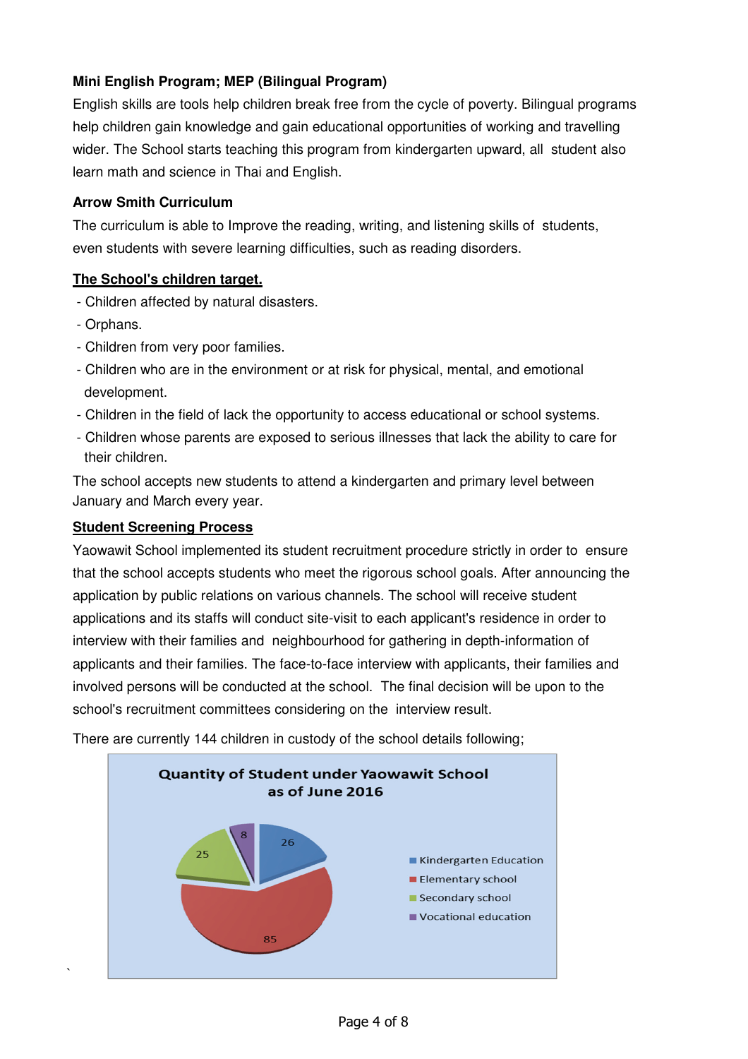**Mini English Program; MEP (Bilingual Program)**

English skills are tools help children break free from the cycle of poverty. Bilingual programs help children gain knowledge and gain educational opportunities of working and travelling wider. The School starts teaching this program from kindergarten upward, all student also learn math and science in Thai and English.

**Arrow Smith Curriculum**

The curriculum is able to Improve the reading, writing, and listening skills of students, even students with severe learning difficulties, such as reading disorders.

**The School's children target.**

- Children affected by natural disasters.
- Orphans.
- Children from very poor families.
- Children who are in the environment or at risk for physical, mental, and emotional development.
- Children in the field of lack the opportunity to access educational or school systems.
- Children whose parents are exposed to serious illnesses that lack the ability to care for their children.

The school accepts new students to attend a kindergarten and primary level between January and March every year.

**Student Screening Process**

Yaowawit School implemented its student recruitment procedure strictly in order to ensure that the school accepts students who meet the rigorous school goals. After announcing the application by public relations on various channels. The school will receive student applications and its staffs will conduct site-visit to each applicant's residence in order to interview with their families and neighbourhood for gathering in depth-information of applicants and their families. The face-to-face interview with applicants, their families and involved persons will be conducted at the school. The final decision will be upon to the school's recruitment committees considering on the interview result.

There are currently 144 children in custody of the school details following;

**Quantity of Student under Yaowawit School as of June 2016**

| Level | Students |
|---|---|
| Kindergarten Education | 26 |
| Elementary school | 85 |
| Secondary school | 25 |
| Vocational education | 8 |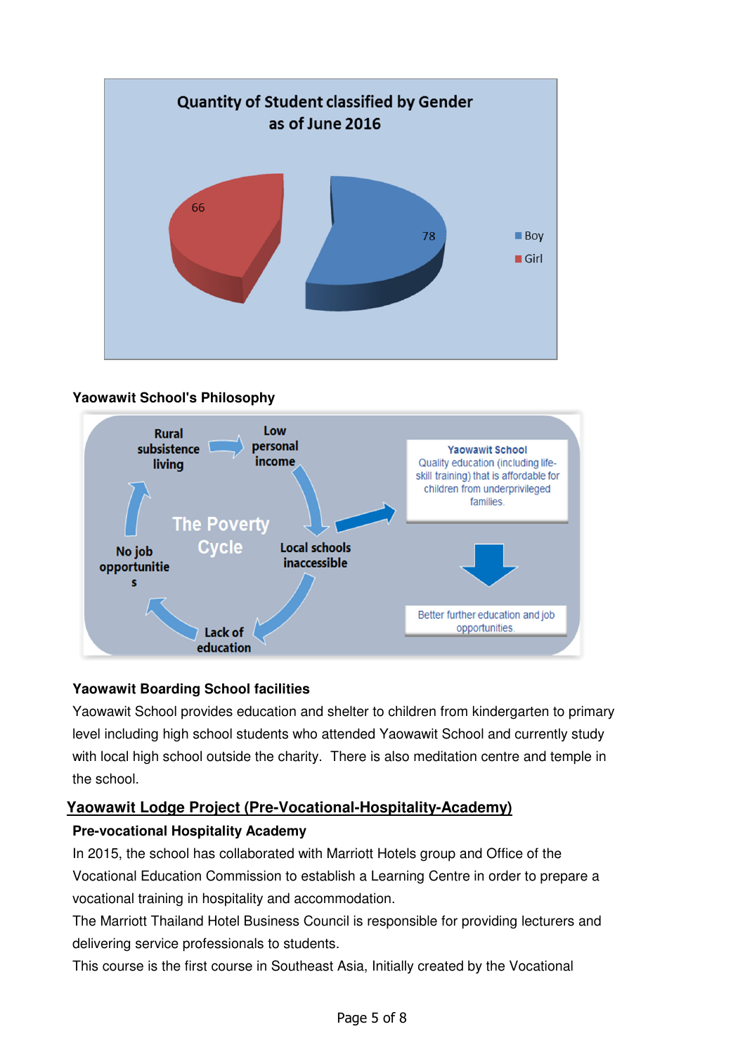**Quantity of Student classified by Gender as of June 2016**

| Gender | Quantity |
| --- | --- |
| Boy | 78 |
| Girl | 66 |

**Yaowawit School's Philosophy**

The Poverty Cycle: Rural subsistence living → Low personal income → Local schools inaccessible → Lack of education → No job opportunities → Rural subsistence living

Yaowawit School: Quality education (including life-skill training) that is affordable for children from underprivileged families.

→ Better further education and job opportunities.

**Yaowawit Boarding School facilities**

Yaowawit School provides education and shelter to children from kindergarten to primary level including high school students who attended Yaowawit School and currently study with local high school outside the charity. There is also meditation centre and temple in the school.

## Yaowawit Lodge Project (Pre-Vocational-Hospitality-Academy)

**Pre-vocational Hospitality Academy**

In 2015, the school has collaborated with Marriott Hotels group and Office of the Vocational Education Commission to establish a Learning Centre in order to prepare a vocational training in hospitality and accommodation.

The Marriott Thailand Hotel Business Council is responsible for providing lecturers and delivering service professionals to students.

This course is the first course in Southeast Asia, Initially created by the Vocational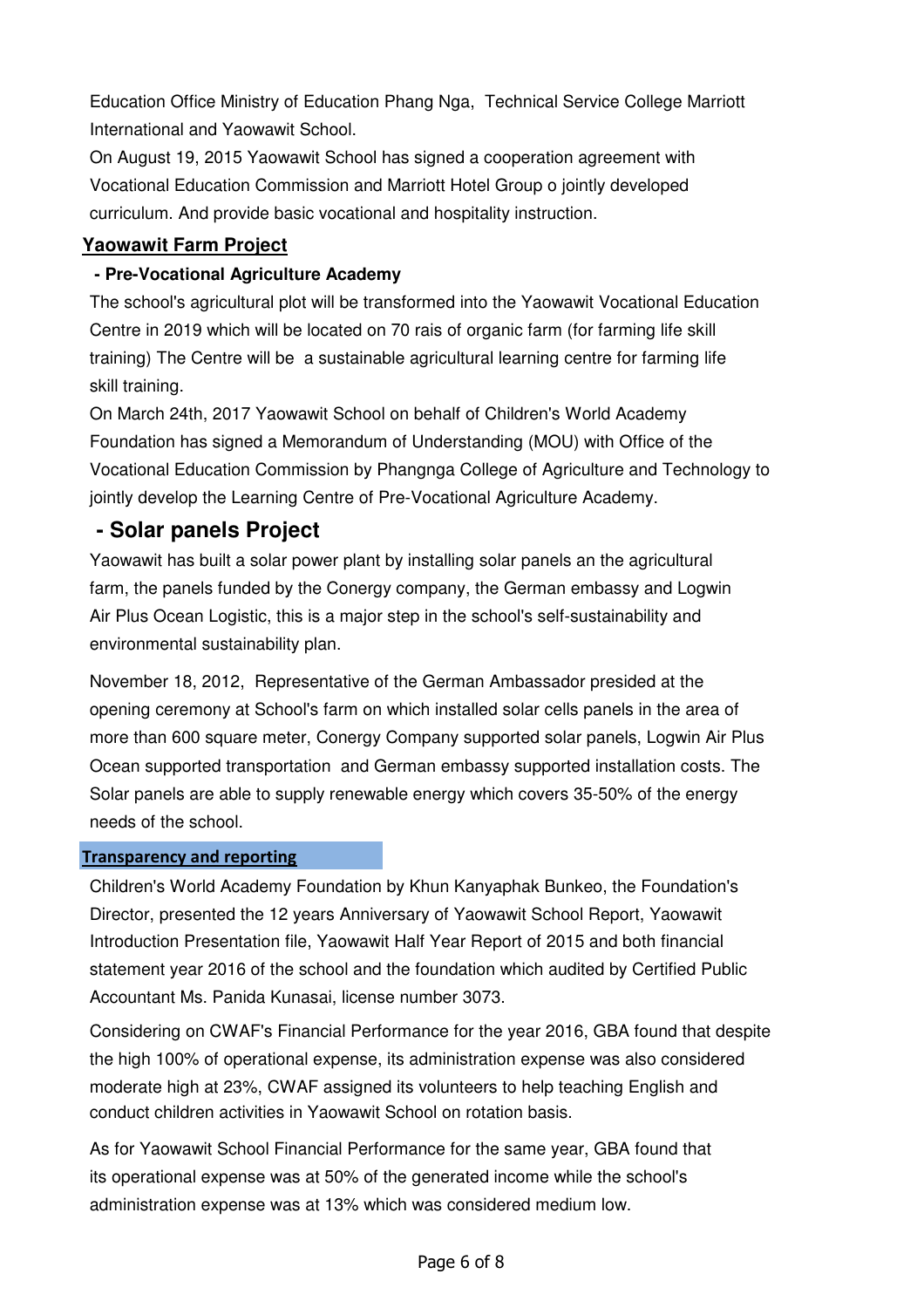Education Office Ministry of Education Phang Nga, Technical Service College Marriott International and Yaowawit School.

On August 19, 2015 Yaowawit School has signed a cooperation agreement with Vocational Education Commission and Marriott Hotel Group o jointly developed curriculum. And provide basic vocational and hospitality instruction.

## Yaowawit Farm Project

### - Pre-Vocational Agriculture Academy

The school's agricultural plot will be transformed into the Yaowawit Vocational Education Centre in 2019 which will be located on 70 rais of organic farm (for farming life skill training) The Centre will be a sustainable agricultural learning centre for farming life skill training.

On March 24th, 2017 Yaowawit School on behalf of Children's World Academy Foundation has signed a Memorandum of Understanding (MOU) with Office of the Vocational Education Commission by Phangnga College of Agriculture and Technology to jointly develop the Learning Centre of Pre-Vocational Agriculture Academy.

## - Solar panels Project

Yaowawit has built a solar power plant by installing solar panels an the agricultural farm, the panels funded by the Conergy company, the German embassy and Logwin Air Plus Ocean Logistic, this is a major step in the school's self-sustainability and environmental sustainability plan.

November 18, 2012, Representative of the German Ambassador presided at the opening ceremony at School's farm on which installed solar cells panels in the area of more than 600 square meter, Conergy Company supported solar panels, Logwin Air Plus Ocean supported transportation and German embassy supported installation costs. The Solar panels are able to supply renewable energy which covers 35-50% of the energy needs of the school.

## Transparency and reporting

Children's World Academy Foundation by Khun Kanyaphak Bunkeo, the Foundation's Director, presented the 12 years Anniversary of Yaowawit School Report, Yaowawit Introduction Presentation file, Yaowawit Half Year Report of 2015 and both financial statement year 2016 of the school and the foundation which audited by Certified Public Accountant Ms. Panida Kunasai, license number 3073.

Considering on CWAF's Financial Performance for the year 2016, GBA found that despite the high 100% of operational expense, its administration expense was also considered moderate high at 23%, CWAF assigned its volunteers to help teaching English and conduct children activities in Yaowawit School on rotation basis.

As for Yaowawit School Financial Performance for the same year, GBA found that its operational expense was at 50% of the generated income while the school's administration expense was at 13% which was considered medium low.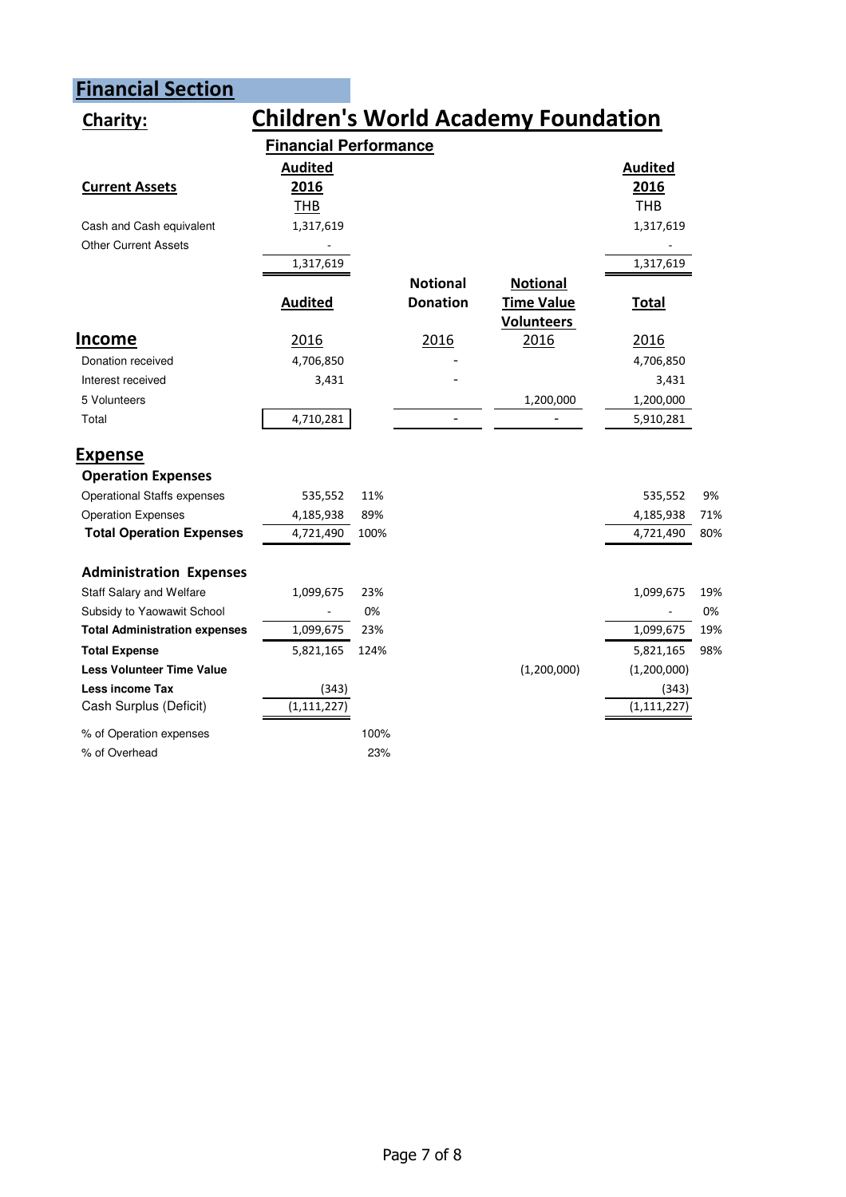## Financial Section

**Charity:** **Children's World Academy Foundation**

**Financial Performance**

| Current Assets | Audited 2016 THB | | | | Audited 2016 THB | |
|---|---|---|---|---|---|---|
| Cash and Cash equivalent | 1,317,619 | | | | 1,317,619 | |
| Other Current Assets | - | | | | - | |
| | 1,317,619 | | | | 1,317,619 | |

| | Audited | | Notional Donation | Notional Time Value Volunteers | Total | |
|---|---|---|---|---|---|---|
| **Income** | 2016 | | 2016 | 2016 | 2016 | |
| Donation received | 4,706,850 | | - | | 4,706,850 | |
| Interest received | 3,431 | | - | | 3,431 | |
| 5 Volunteers | | | | 1,200,000 | 1,200,000 | |
| Total | 4,710,281 | | - | - | 5,910,281 | |
| **Expense** | | | | | | |
| **Operation Expenses** | | | | | | |
| Operational Staffs expenses | 535,552 | 11% | | | 535,552 | 9% |
| Operation Expenses | 4,185,938 | 89% | | | 4,185,938 | 71% |
| **Total Operation Expenses** | 4,721,490 | 100% | | | 4,721,490 | 80% |
| **Administration Expenses** | | | | | | |
| Staff Salary and Welfare | 1,099,675 | 23% | | | 1,099,675 | 19% |
| Subsidy to Yaowawit School | - | 0% | | | - | 0% |
| **Total Administration expenses** | 1,099,675 | 23% | | | 1,099,675 | 19% |
| **Total Expense** | 5,821,165 | 124% | | | 5,821,165 | 98% |
| **Less Volunteer Time Value** | | | | (1,200,000) | (1,200,000) | |
| **Less income Tax** | (343) | | | | (343) | |
| Cash Surplus (Deficit) | (1,111,227) | | | | (1,111,227) | |
| % of Operation expenses | | 100% | | | | |
| % of Overhead | | 23% | | | | |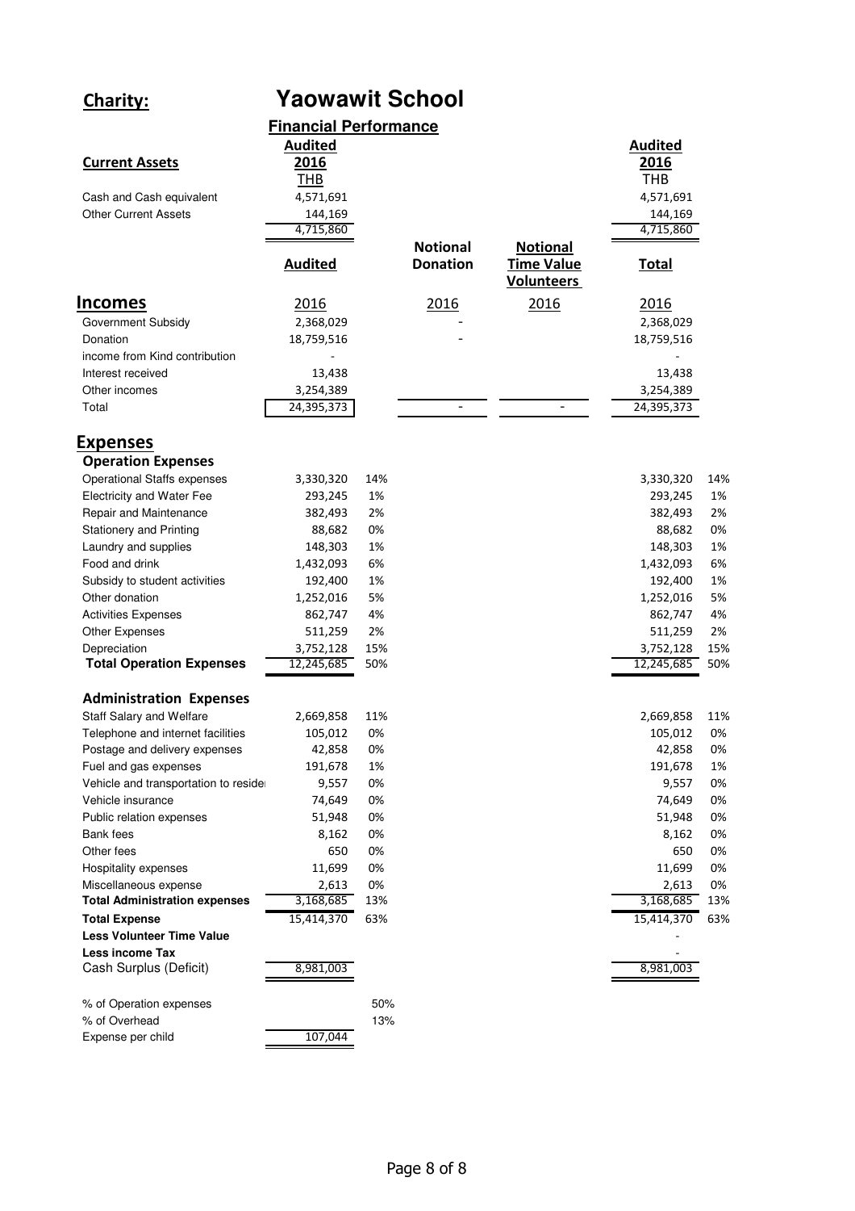**Charity:** **Yaowawit School**

**Financial Performance**

| **Current Assets** | **Audited 2016 THB** | | | | **Audited 2016 THB** | |
|---|---|---|---|---|---|---|
| Cash and Cash equivalent | 4,571,691 | | | | 4,571,691 | |
| Other Current Assets | 144,169 | | | | 144,169 | |
| | 4,715,860 | | | | 4,715,860 | |
| | **Audited** | | **Notional Donation** | **Notional Time Value Volunteers** | **Total** | |
| **Incomes** | 2016 | | 2016 | 2016 | 2016 | |
| Government Subsidy | 2,368,029 | | - | | 2,368,029 | |
| Donation | 18,759,516 | | - | | 18,759,516 | |
| income from Kind contribution | - | | | | - | |
| Interest received | 13,438 | | | | 13,438 | |
| Other incomes | 3,254,389 | | | | 3,254,389 | |
| Total | 24,395,373 | | - | - | 24,395,373 | |
| **Expenses** | | | | | | |
| **Operation Expenses** | | | | | | |
| Operational Staffs expenses | 3,330,320 | 14% | | | 3,330,320 | 14% |
| Electricity and Water Fee | 293,245 | 1% | | | 293,245 | 1% |
| Repair and Maintenance | 382,493 | 2% | | | 382,493 | 2% |
| Stationery and Printing | 88,682 | 0% | | | 88,682 | 0% |
| Laundry and supplies | 148,303 | 1% | | | 148,303 | 1% |
| Food and drink | 1,432,093 | 6% | | | 1,432,093 | 6% |
| Subsidy to student activities | 192,400 | 1% | | | 192,400 | 1% |
| Other donation | 1,252,016 | 5% | | | 1,252,016 | 5% |
| Activities Expenses | 862,747 | 4% | | | 862,747 | 4% |
| Other Expenses | 511,259 | 2% | | | 511,259 | 2% |
| Depreciation | 3,752,128 | 15% | | | 3,752,128 | 15% |
| **Total Operation Expenses** | 12,245,685 | 50% | | | 12,245,685 | 50% |
| **Administration Expenses** | | | | | | |
| Staff Salary and Welfare | 2,669,858 | 11% | | | 2,669,858 | 11% |
| Telephone and internet facilities | 105,012 | 0% | | | 105,012 | 0% |
| Postage and delivery expenses | 42,858 | 0% | | | 42,858 | 0% |
| Fuel and gas expenses | 191,678 | 1% | | | 191,678 | 1% |
| Vehicle and transportation to reside | 9,557 | 0% | | | 9,557 | 0% |
| Vehicle insurance | 74,649 | 0% | | | 74,649 | 0% |
| Public relation expenses | 51,948 | 0% | | | 51,948 | 0% |
| Bank fees | 8,162 | 0% | | | 8,162 | 0% |
| Other fees | 650 | 0% | | | 650 | 0% |
| Hospitality expenses | 11,699 | 0% | | | 11,699 | 0% |
| Miscellaneous expense | 2,613 | 0% | | | 2,613 | 0% |
| **Total Administration expenses** | 3,168,685 | 13% | | | 3,168,685 | 13% |
| **Total Expense** | 15,414,370 | 63% | | | 15,414,370 | 63% |
| **Less Volunteer Time Value** | | | | | - | |
| **Less income Tax** | | | | | - | |
| Cash Surplus (Deficit) | 8,981,003 | | | | 8,981,003 | |
| % of Operation expenses | | 50% | | | | |
| % of Overhead | | 13% | | | | |
| Expense per child | 107,044 | | | | | |